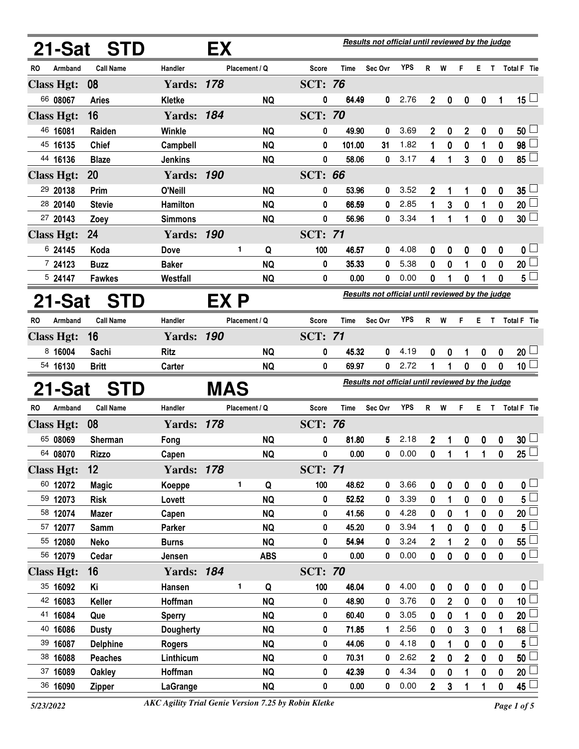## 21-Sat STD EX

*Results not official until reviewed by the judge*

| RO | Armband | Call Name | Handler | Placement / Q | | Score | Time | Sec Ovr | YPS | R | W | F | E | T | Total F | Tie |
|---|---|---|---|---|---|---|---|---|---|---|---|---|---|---|---|---|
| **Class Hgt: 08** | | | **Yards: 178** | | | **SCT: 76** | | | | | | | | | | |
| 66 | 08067 | Aries | Kletke | | NQ | 0 | 64.49 | 0 | 2.76 | 2 | 0 | 0 | 0 | 1 | 15 | ☐ |
| **Class Hgt: 16** | | | **Yards: 184** | | | **SCT: 70** | | | | | | | | | | |
| 46 | 16081 | Raiden | Winkle | | NQ | 0 | 49.90 | 0 | 3.69 | 2 | 0 | 2 | 0 | 0 | 50 | ☐ |
| 45 | 16135 | Chief | Campbell | | NQ | 0 | 101.00 | 31 | 1.82 | 1 | 0 | 0 | 1 | 0 | 98 | ☐ |
| 44 | 16136 | Blaze | Jenkins | | NQ | 0 | 58.06 | 0 | 3.17 | 4 | 1 | 3 | 0 | 0 | 85 | ☐ |
| **Class Hgt: 20** | | | **Yards: 190** | | | **SCT: 66** | | | | | | | | | | |
| 29 | 20138 | Prim | O'Neill | | NQ | 0 | 53.96 | 0 | 3.52 | 2 | 1 | 1 | 0 | 0 | 35 | ☐ |
| 28 | 20140 | Stevie | Hamilton | | NQ | 0 | 66.59 | 0 | 2.85 | 1 | 3 | 0 | 1 | 0 | 20 | ☐ |
| 27 | 20143 | Zoey | Simmons | | NQ | 0 | 56.96 | 0 | 3.34 | 1 | 1 | 1 | 0 | 0 | 30 | ☐ |
| **Class Hgt: 24** | | | **Yards: 190** | | | **SCT: 71** | | | | | | | | | | |
| 6 | 24145 | Koda | Dove | 1 | Q | 100 | 46.57 | 0 | 4.08 | 0 | 0 | 0 | 0 | 0 | 0 | ☐ |
| 7 | 24123 | Buzz | Baker | | NQ | 0 | 35.33 | 0 | 5.38 | 0 | 0 | 1 | 0 | 0 | 20 | ☐ |
| 5 | 24147 | Fawkes | Westfall | | NQ | 0 | 0.00 | 0 | 0.00 | 0 | 1 | 0 | 1 | 0 | 5 | ☐ |

## 21-Sat STD EX P

*Results not official until reviewed by the judge*

| RO | Armband | Call Name | Handler | Placement / Q | | Score | Time | Sec Ovr | YPS | R | W | F | E | T | Total F | Tie |
|---|---|---|---|---|---|---|---|---|---|---|---|---|---|---|---|---|
| **Class Hgt: 16** | | | **Yards: 190** | | | **SCT: 71** | | | | | | | | | | |
| 8 | 16004 | Sachi | Ritz | | NQ | 0 | 45.32 | 0 | 4.19 | 0 | 0 | 1 | 0 | 0 | 20 | ☐ |
| 54 | 16130 | Britt | Carter | | NQ | 0 | 69.97 | 0 | 2.72 | 1 | 1 | 0 | 0 | 0 | 10 | ☐ |

## 21-Sat STD MAS

*Results not official until reviewed by the judge*

| RO | Armband | Call Name | Handler | Placement / Q | | Score | Time | Sec Ovr | YPS | R | W | F | E | T | Total F | Tie |
|---|---|---|---|---|---|---|---|---|---|---|---|---|---|---|---|---|
| **Class Hgt: 08** | | | **Yards: 178** | | | **SCT: 76** | | | | | | | | | | |
| 65 | 08069 | Sherman | Fong | | NQ | 0 | 81.80 | 5 | 2.18 | 2 | 1 | 0 | 0 | 0 | 30 | ☐ |
| 64 | 08070 | Rizzo | Capen | | NQ | 0 | 0.00 | 0 | 0.00 | 0 | 1 | 1 | 1 | 0 | 25 | ☐ |
| **Class Hgt: 12** | | | **Yards: 178** | | | **SCT: 71** | | | | | | | | | | |
| 60 | 12072 | Magic | Koeppe | 1 | Q | 100 | 48.62 | 0 | 3.66 | 0 | 0 | 0 | 0 | 0 | 0 | ☐ |
| 59 | 12073 | Risk | Lovett | | NQ | 0 | 52.52 | 0 | 3.39 | 0 | 1 | 0 | 0 | 0 | 5 | ☐ |
| 58 | 12074 | Mazer | Capen | | NQ | 0 | 41.56 | 0 | 4.28 | 0 | 0 | 1 | 0 | 0 | 20 | ☐ |
| 57 | 12077 | Samm | Parker | | NQ | 0 | 45.20 | 0 | 3.94 | 1 | 0 | 0 | 0 | 0 | 5 | ☐ |
| 55 | 12080 | Neko | Burns | | NQ | 0 | 54.94 | 0 | 3.24 | 2 | 1 | 2 | 0 | 0 | 55 | ☐ |
| 56 | 12079 | Cedar | Jensen | | ABS | 0 | 0.00 | 0 | 0.00 | 0 | 0 | 0 | 0 | 0 | 0 | ☐ |
| **Class Hgt: 16** | | | **Yards: 184** | | | **SCT: 70** | | | | | | | | | | |
| 35 | 16092 | Ki | Hansen | 1 | Q | 100 | 46.04 | 0 | 4.00 | 0 | 0 | 0 | 0 | 0 | 0 | ☐ |
| 42 | 16083 | Keller | Hoffman | | NQ | 0 | 48.90 | 0 | 3.76 | 0 | 2 | 0 | 0 | 0 | 10 | ☐ |
| 41 | 16084 | Que | Sperry | | NQ | 0 | 60.40 | 0 | 3.05 | 0 | 0 | 1 | 0 | 0 | 20 | ☐ |
| 40 | 16086 | Dusty | Dougherty | | NQ | 0 | 71.85 | 1 | 2.56 | 0 | 0 | 3 | 0 | 1 | 68 | ☐ |
| 39 | 16087 | Delphine | Rogers | | NQ | 0 | 44.06 | 0 | 4.18 | 0 | 1 | 0 | 0 | 0 | 5 | ☐ |
| 38 | 16088 | Peaches | Linthicum | | NQ | 0 | 70.31 | 0 | 2.62 | 2 | 0 | 2 | 0 | 0 | 50 | ☐ |
| 37 | 16089 | Oakley | Hoffman | | NQ | 0 | 42.39 | 0 | 4.34 | 0 | 0 | 1 | 0 | 0 | 20 | ☐ |
| 36 | 16090 | Zipper | LaGrange | | NQ | 0 | 0.00 | 0 | 0.00 | 2 | 3 | 1 | 1 | 0 | 45 | ☐ |

*5/23/2022* *AKC Agility Trial Genie Version 7.25 by Robin Kletke*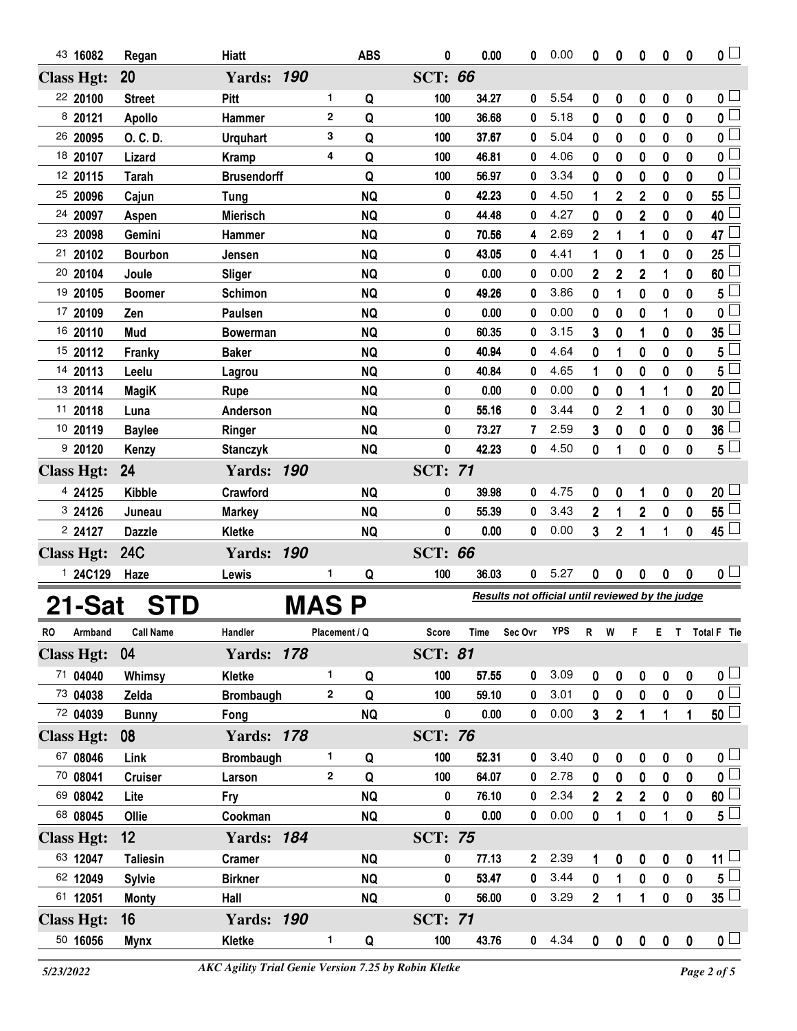| RO | Armband | Call Name | Handler | Placement | Q | Score | Time | Sec Ovr | YPS | R | W | F | E | T | Total F | Tie |
|---|---|---|---|---|---|---|---|---|---|---|---|---|---|---|---|---|
| 43 | 16082 | Regan | Hiatt | | ABS | 0 | 0.00 | 0 | 0.00 | 0 | 0 | 0 | 0 | 0 | 0 | |

**Class Hgt: 20 Yards: 190 SCT: 66**

| RO | Armband | Call Name | Handler | Placement | Q | Score | Time | Sec Ovr | YPS | R | W | F | E | T | Total F | Tie |
|---|---|---|---|---|---|---|---|---|---|---|---|---|---|---|---|---|
| 22 | 20100 | Street | Pitt | 1 | Q | 100 | 34.27 | 0 | 5.54 | 0 | 0 | 0 | 0 | 0 | 0 | |
| 8 | 20121 | Apollo | Hammer | 2 | Q | 100 | 36.68 | 0 | 5.18 | 0 | 0 | 0 | 0 | 0 | 0 | |
| 26 | 20095 | O. C. D. | Urquhart | 3 | Q | 100 | 37.67 | 0 | 5.04 | 0 | 0 | 0 | 0 | 0 | 0 | |
| 18 | 20107 | Lizard | Kramp | 4 | Q | 100 | 46.81 | 0 | 4.06 | 0 | 0 | 0 | 0 | 0 | 0 | |
| 12 | 20115 | Tarah | Brusendorff | | Q | 100 | 56.97 | 0 | 3.34 | 0 | 0 | 0 | 0 | 0 | 0 | |
| 25 | 20096 | Cajun | Tung | | NQ | 0 | 42.23 | 0 | 4.50 | 1 | 2 | 2 | 0 | 0 | 55 | |
| 24 | 20097 | Aspen | Mierisch | | NQ | 0 | 44.48 | 0 | 4.27 | 0 | 0 | 2 | 0 | 0 | 40 | |
| 23 | 20098 | Gemini | Hammer | | NQ | 0 | 70.56 | 4 | 2.69 | 2 | 1 | 1 | 0 | 0 | 47 | |
| 21 | 20102 | Bourbon | Jensen | | NQ | 0 | 43.05 | 0 | 4.41 | 1 | 0 | 1 | 0 | 0 | 25 | |
| 20 | 20104 | Joule | Sliger | | NQ | 0 | 0.00 | 0 | 0.00 | 2 | 2 | 2 | 1 | 0 | 60 | |
| 19 | 20105 | Boomer | Schimon | | NQ | 0 | 49.26 | 0 | 3.86 | 0 | 1 | 0 | 0 | 0 | 5 | |
| 17 | 20109 | Zen | Paulsen | | NQ | 0 | 0.00 | 0 | 0.00 | 0 | 0 | 0 | 1 | 0 | 0 | |
| 16 | 20110 | Mud | Bowerman | | NQ | 0 | 60.35 | 0 | 3.15 | 3 | 0 | 1 | 0 | 0 | 35 | |
| 15 | 20112 | Franky | Baker | | NQ | 0 | 40.94 | 0 | 4.64 | 0 | 1 | 0 | 0 | 0 | 5 | |
| 14 | 20113 | Leelu | Lagrou | | NQ | 0 | 40.84 | 0 | 4.65 | 1 | 0 | 0 | 0 | 0 | 5 | |
| 13 | 20114 | MagiK | Rupe | | NQ | 0 | 0.00 | 0 | 0.00 | 0 | 0 | 1 | 1 | 0 | 20 | |
| 11 | 20118 | Luna | Anderson | | NQ | 0 | 55.16 | 0 | 3.44 | 0 | 2 | 1 | 0 | 0 | 30 | |
| 10 | 20119 | Baylee | Ringer | | NQ | 0 | 73.27 | 7 | 2.59 | 3 | 0 | 0 | 0 | 0 | 36 | |
| 9 | 20120 | Kenzy | Stanczyk | | NQ | 0 | 42.23 | 0 | 4.50 | 0 | 1 | 0 | 0 | 0 | 5 | |

**Class Hgt: 24 Yards: 190 SCT: 71**

| RO | Armband | Call Name | Handler | Placement | Q | Score | Time | Sec Ovr | YPS | R | W | F | E | T | Total F | Tie |
|---|---|---|---|---|---|---|---|---|---|---|---|---|---|---|---|---|
| 4 | 24125 | Kibble | Crawford | | NQ | 0 | 39.98 | 0 | 4.75 | 0 | 0 | 1 | 0 | 0 | 20 | |
| 3 | 24126 | Juneau | Markey | | NQ | 0 | 55.39 | 0 | 3.43 | 2 | 1 | 2 | 0 | 0 | 55 | |
| 2 | 24127 | Dazzle | Kletke | | NQ | 0 | 0.00 | 0 | 0.00 | 3 | 2 | 1 | 1 | 0 | 45 | |

**Class Hgt: 24C Yards: 190 SCT: 66**

| RO | Armband | Call Name | Handler | Placement | Q | Score | Time | Sec Ovr | YPS | R | W | F | E | T | Total F | Tie |
|---|---|---|---|---|---|---|---|---|---|---|---|---|---|---|---|---|
| 1 | 24C129 | Haze | Lewis | 1 | Q | 100 | 36.03 | 0 | 5.27 | 0 | 0 | 0 | 0 | 0 | 0 | |

# 21-Sat STD MAS P

*Results not official until reviewed by the judge*

**Class Hgt: 04 Yards: 178 SCT: 81**

| RO | Armband | Call Name | Handler | Placement | Q | Score | Time | Sec Ovr | YPS | R | W | F | E | T | Total F | Tie |
|---|---|---|---|---|---|---|---|---|---|---|---|---|---|---|---|---|
| 71 | 04040 | Whimsy | Kletke | 1 | Q | 100 | 57.55 | 0 | 3.09 | 0 | 0 | 0 | 0 | 0 | 0 | |
| 73 | 04038 | Zelda | Brombaugh | 2 | Q | 100 | 59.10 | 0 | 3.01 | 0 | 0 | 0 | 0 | 0 | 0 | |
| 72 | 04039 | Bunny | Fong | | NQ | 0 | 0.00 | 0 | 0.00 | 3 | 2 | 1 | 1 | 1 | 50 | |

**Class Hgt: 08 Yards: 178 SCT: 76**

| RO | Armband | Call Name | Handler | Placement | Q | Score | Time | Sec Ovr | YPS | R | W | F | E | T | Total F | Tie |
|---|---|---|---|---|---|---|---|---|---|---|---|---|---|---|---|---|
| 67 | 08046 | Link | Brombaugh | 1 | Q | 100 | 52.31 | 0 | 3.40 | 0 | 0 | 0 | 0 | 0 | 0 | |
| 70 | 08041 | Cruiser | Larson | 2 | Q | 100 | 64.07 | 0 | 2.78 | 0 | 0 | 0 | 0 | 0 | 0 | |
| 69 | 08042 | Lite | Fry | | NQ | 0 | 76.10 | 0 | 2.34 | 2 | 2 | 2 | 0 | 0 | 60 | |
| 68 | 08045 | Ollie | Cookman | | NQ | 0 | 0.00 | 0 | 0.00 | 0 | 1 | 0 | 1 | 0 | 5 | |

**Class Hgt: 12 Yards: 184 SCT: 75**

| RO | Armband | Call Name | Handler | Placement | Q | Score | Time | Sec Ovr | YPS | R | W | F | E | T | Total F | Tie |
|---|---|---|---|---|---|---|---|---|---|---|---|---|---|---|---|---|
| 63 | 12047 | Taliesin | Cramer | | NQ | 0 | 77.13 | 2 | 2.39 | 1 | 0 | 0 | 0 | 0 | 11 | |
| 62 | 12049 | Sylvie | Birkner | | NQ | 0 | 53.47 | 0 | 3.44 | 0 | 1 | 0 | 0 | 0 | 5 | |
| 61 | 12051 | Monty | Hall | | NQ | 0 | 56.00 | 0 | 3.29 | 2 | 1 | 1 | 0 | 0 | 35 | |

**Class Hgt: 16 Yards: 190 SCT: 71**

| RO | Armband | Call Name | Handler | Placement | Q | Score | Time | Sec Ovr | YPS | R | W | F | E | T | Total F | Tie |
|---|---|---|---|---|---|---|---|---|---|---|---|---|---|---|---|---|
| 50 | 16056 | Mynx | Kletke | 1 | Q | 100 | 43.76 | 0 | 4.34 | 0 | 0 | 0 | 0 | 0 | 0 | |

5/23/2022 — *AKC Agility Trial Genie Version 7.25 by Robin Kletke*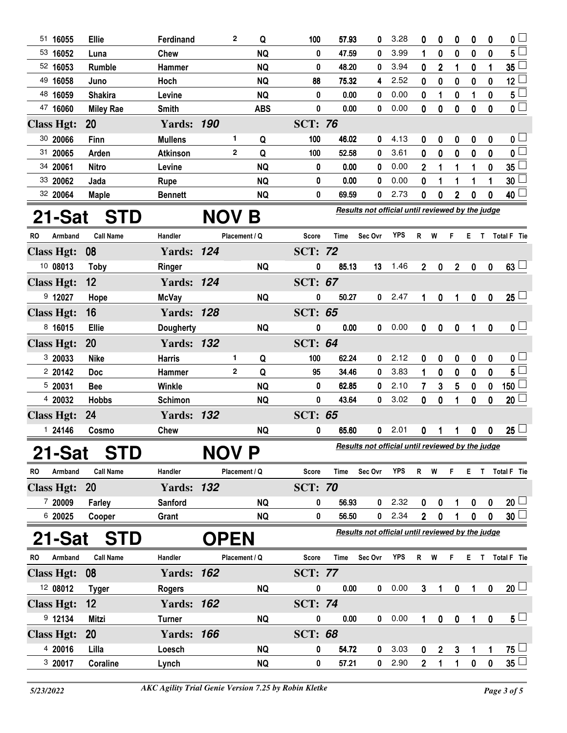| RO | Armband | Call Name | Handler | Placement | Q | Score | Time | Sec Ovr | YPS | R | W | F | E | T | Total F | Tie |
|---|---|---|---|---|---|---|---|---|---|---|---|---|---|---|---|---|
| 51 | 16055 | Ellie | Ferdinand | 2 | Q | 100 | 57.93 | 0 | 3.28 | 0 | 0 | 0 | 0 | 0 | 0 | |
| 53 | 16052 | Luna | Chew | | NQ | 0 | 47.59 | 0 | 3.99 | 1 | 0 | 0 | 0 | 0 | 5 | |
| 52 | 16053 | Rumble | Hammer | | NQ | 0 | 48.20 | 0 | 3.94 | 0 | 2 | 1 | 0 | 1 | 35 | |
| 49 | 16058 | Juno | Hoch | | NQ | 88 | 75.32 | 4 | 2.52 | 0 | 0 | 0 | 0 | 0 | 12 | |
| 48 | 16059 | Shakira | Levine | | NQ | 0 | 0.00 | 0 | 0.00 | 0 | 1 | 0 | 1 | 0 | 5 | |
| 47 | 16060 | Miley Rae | Smith | | ABS | 0 | 0.00 | 0 | 0.00 | 0 | 0 | 0 | 0 | 0 | 0 | |
| **Class Hgt: 20** | | | **Yards: 190** | | | **SCT: 76** | | | | | | | | | | |
| 30 | 20066 | Finn | Mullens | 1 | Q | 100 | 46.02 | 0 | 4.13 | 0 | 0 | 0 | 0 | 0 | 0 | |
| 31 | 20065 | Arden | Atkinson | 2 | Q | 100 | 52.58 | 0 | 3.61 | 0 | 0 | 0 | 0 | 0 | 0 | |
| 34 | 20061 | Nitro | Levine | | NQ | 0 | 0.00 | 0 | 0.00 | 2 | 1 | 1 | 1 | 0 | 35 | |
| 33 | 20062 | Jada | Rupe | | NQ | 0 | 0.00 | 0 | 0.00 | 0 | 1 | 1 | 1 | 1 | 30 | |
| 32 | 20064 | Maple | Bennett | | NQ | 0 | 69.59 | 0 | 2.73 | 0 | 0 | 2 | 0 | 0 | 40 | |

# 21-Sat STD NOV B

*Results not official until reviewed by the judge*

| RO | Armband | Call Name | Handler | Placement | Q | Score | Time | Sec Ovr | YPS | R | W | F | E | T | Total F | Tie |
|---|---|---|---|---|---|---|---|---|---|---|---|---|---|---|---|---|
| **Class Hgt: 08** | | | **Yards: 124** | | | **SCT: 72** | | | | | | | | | | |
| 10 | 08013 | Toby | Ringer | | NQ | 0 | 85.13 | 13 | 1.46 | 2 | 0 | 2 | 0 | 0 | 63 | |
| **Class Hgt: 12** | | | **Yards: 124** | | | **SCT: 67** | | | | | | | | | | |
| 9 | 12027 | Hope | McVay | | NQ | 0 | 50.27 | 0 | 2.47 | 1 | 0 | 1 | 0 | 0 | 25 | |
| **Class Hgt: 16** | | | **Yards: 128** | | | **SCT: 65** | | | | | | | | | | |
| 8 | 16015 | Ellie | Dougherty | | NQ | 0 | 0.00 | 0 | 0.00 | 0 | 0 | 0 | 1 | 0 | 0 | |
| **Class Hgt: 20** | | | **Yards: 132** | | | **SCT: 64** | | | | | | | | | | |
| 3 | 20033 | Nike | Harris | 1 | Q | 100 | 62.24 | 0 | 2.12 | 0 | 0 | 0 | 0 | 0 | 0 | |
| 2 | 20142 | Doc | Hammer | 2 | Q | 95 | 34.46 | 0 | 3.83 | 1 | 0 | 0 | 0 | 0 | 5 | |
| 5 | 20031 | Bee | Winkle | | NQ | 0 | 62.85 | 0 | 2.10 | 7 | 3 | 5 | 0 | 0 | 150 | |
| 4 | 20032 | Hobbs | Schimon | | NQ | 0 | 43.64 | 0 | 3.02 | 0 | 0 | 1 | 0 | 0 | 20 | |
| **Class Hgt: 24** | | | **Yards: 132** | | | **SCT: 65** | | | | | | | | | | |
| 1 | 24146 | Cosmo | Chew | | NQ | 0 | 65.60 | 0 | 2.01 | 0 | 1 | 1 | 0 | 0 | 25 | |

# 21-Sat STD NOV P

*Results not official until reviewed by the judge*

| RO | Armband | Call Name | Handler | Placement | Q | Score | Time | Sec Ovr | YPS | R | W | F | E | T | Total F | Tie |
|---|---|---|---|---|---|---|---|---|---|---|---|---|---|---|---|---|
| **Class Hgt: 20** | | | **Yards: 132** | | | **SCT: 70** | | | | | | | | | | |
| 7 | 20009 | Farley | Sanford | | NQ | 0 | 56.93 | 0 | 2.32 | 0 | 0 | 1 | 0 | 0 | 20 | |
| 6 | 20025 | Cooper | Grant | | NQ | 0 | 56.50 | 0 | 2.34 | 2 | 0 | 1 | 0 | 0 | 30 | |

# 21-Sat STD OPEN

*Results not official until reviewed by the judge*

| RO | Armband | Call Name | Handler | Placement | Q | Score | Time | Sec Ovr | YPS | R | W | F | E | T | Total F | Tie |
|---|---|---|---|---|---|---|---|---|---|---|---|---|---|---|---|---|
| **Class Hgt: 08** | | | **Yards: 162** | | | **SCT: 77** | | | | | | | | | | |
| 12 | 08012 | Tyger | Rogers | | NQ | 0 | 0.00 | 0 | 0.00 | 3 | 1 | 0 | 1 | 0 | 20 | |
| **Class Hgt: 12** | | | **Yards: 162** | | | **SCT: 74** | | | | | | | | | | |
| 9 | 12134 | Mitzi | Turner | | NQ | 0 | 0.00 | 0 | 0.00 | 1 | 0 | 0 | 1 | 0 | 5 | |
| **Class Hgt: 20** | | | **Yards: 166** | | | **SCT: 68** | | | | | | | | | | |
| 4 | 20016 | Lilla | Loesch | | NQ | 0 | 54.72 | 0 | 3.03 | 0 | 2 | 3 | 1 | 1 | 75 | |
| 3 | 20017 | Coraline | Lynch | | NQ | 0 | 57.21 | 0 | 2.90 | 2 | 1 | 1 | 0 | 0 | 35 | |

5/23/2022 — *AKC Agility Trial Genie Version 7.25 by Robin Kletke*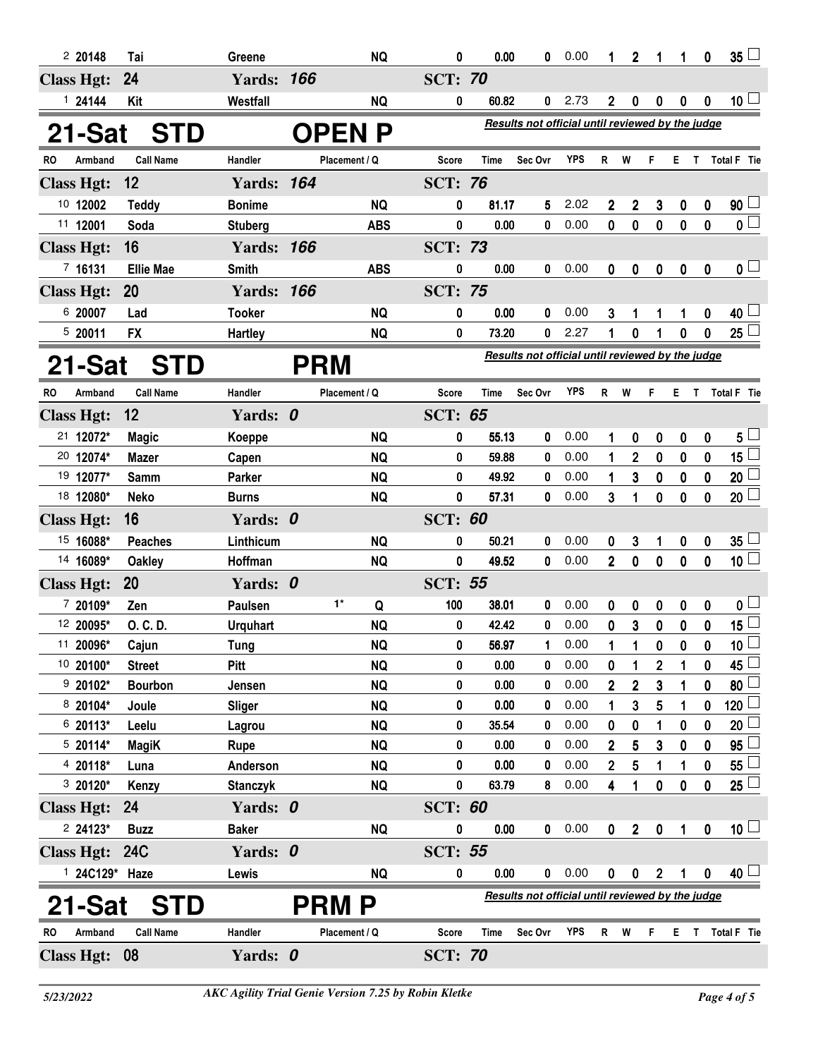| RO | Armband | Call Name | Handler | Placement / Q | Score | Time | Sec Ovr | YPS | R | W | F | E | T | Total F | Tie |
|---|---|---|---|---|---|---|---|---|---|---|---|---|---|---|---|
| 2 | 20148 | Tai | Greene | NQ | 0 | 0.00 | 0 | 0.00 | 1 | 2 | 1 | 1 | 0 | 35 | |
| **Class Hgt: 24** | | | **Yards: 166** | | **SCT: 70** | | | | | | | | | | |
| 1 | 24144 | Kit | Westfall | NQ | 0 | 60.82 | 0 | 2.73 | 2 | 0 | 0 | 0 | 0 | 10 | |

## 21-Sat STD OPEN P

*Results not official until reviewed by the judge*

| RO | Armband | Call Name | Handler | Placement / Q | Score | Time | Sec Ovr | YPS | R | W | F | E | T | Total F | Tie |
|---|---|---|---|---|---|---|---|---|---|---|---|---|---|---|---|
| **Class Hgt: 12** | | | **Yards: 164** | | **SCT: 76** | | | | | | | | | | |
| 10 | 12002 | Teddy | Bonime | NQ | 0 | 81.17 | 5 | 2.02 | 2 | 2 | 3 | 0 | 0 | 90 | |
| 11 | 12001 | Soda | Stuberg | ABS | 0 | 0.00 | 0 | 0.00 | 0 | 0 | 0 | 0 | 0 | 0 | |
| **Class Hgt: 16** | | | **Yards: 166** | | **SCT: 73** | | | | | | | | | | |
| 7 | 16131 | Ellie Mae | Smith | ABS | 0 | 0.00 | 0 | 0.00 | 0 | 0 | 0 | 0 | 0 | 0 | |
| **Class Hgt: 20** | | | **Yards: 166** | | **SCT: 75** | | | | | | | | | | |
| 6 | 20007 | Lad | Tooker | NQ | 0 | 0.00 | 0 | 0.00 | 3 | 1 | 1 | 1 | 0 | 40 | |
| 5 | 20011 | FX | Hartley | NQ | 0 | 73.20 | 0 | 2.27 | 1 | 0 | 1 | 0 | 0 | 25 | |

## 21-Sat STD PRM

*Results not official until reviewed by the judge*

| RO | Armband | Call Name | Handler | Placement / Q | Score | Time | Sec Ovr | YPS | R | W | F | E | T | Total F | Tie |
|---|---|---|---|---|---|---|---|---|---|---|---|---|---|---|---|
| **Class Hgt: 12** | | | **Yards: 0** | | **SCT: 65** | | | | | | | | | | |
| 21 | 12072* | Magic | Koeppe | NQ | 0 | 55.13 | 0 | 0.00 | 1 | 0 | 0 | 0 | 0 | 5 | |
| 20 | 12074* | Mazer | Capen | NQ | 0 | 59.88 | 0 | 0.00 | 1 | 2 | 0 | 0 | 0 | 15 | |
| 19 | 12077* | Samm | Parker | NQ | 0 | 49.92 | 0 | 0.00 | 1 | 3 | 0 | 0 | 0 | 20 | |
| 18 | 12080* | Neko | Burns | NQ | 0 | 57.31 | 0 | 0.00 | 3 | 1 | 0 | 0 | 0 | 20 | |
| **Class Hgt: 16** | | | **Yards: 0** | | **SCT: 60** | | | | | | | | | | |
| 15 | 16088* | Peaches | Linthicum | NQ | 0 | 50.21 | 0 | 0.00 | 0 | 3 | 1 | 0 | 0 | 35 | |
| 14 | 16089* | Oakley | Hoffman | NQ | 0 | 49.52 | 0 | 0.00 | 2 | 0 | 0 | 0 | 0 | 10 | |
| **Class Hgt: 20** | | | **Yards: 0** | | **SCT: 55** | | | | | | | | | | |
| 7 | 20109* | Zen | Paulsen | 1* Q | 100 | 38.01 | 0 | 0.00 | 0 | 0 | 0 | 0 | 0 | 0 | |
| 12 | 20095* | O. C. D. | Urquhart | NQ | 0 | 42.42 | 0 | 0.00 | 0 | 3 | 0 | 0 | 0 | 15 | |
| 11 | 20096* | Cajun | Tung | NQ | 0 | 56.97 | 1 | 0.00 | 1 | 1 | 0 | 0 | 0 | 10 | |
| 10 | 20100* | Street | Pitt | NQ | 0 | 0.00 | 0 | 0.00 | 0 | 1 | 2 | 1 | 0 | 45 | |
| 9 | 20102* | Bourbon | Jensen | NQ | 0 | 0.00 | 0 | 0.00 | 2 | 2 | 3 | 1 | 0 | 80 | |
| 8 | 20104* | Joule | Sliger | NQ | 0 | 0.00 | 0 | 0.00 | 1 | 3 | 5 | 1 | 0 | 120 | |
| 6 | 20113* | Leelu | Lagrou | NQ | 0 | 35.54 | 0 | 0.00 | 0 | 0 | 1 | 0 | 0 | 20 | |
| 5 | 20114* | MagiK | Rupe | NQ | 0 | 0.00 | 0 | 0.00 | 2 | 5 | 3 | 0 | 0 | 95 | |
| 4 | 20118* | Luna | Anderson | NQ | 0 | 0.00 | 0 | 0.00 | 2 | 5 | 1 | 1 | 0 | 55 | |
| 3 | 20120* | Kenzy | Stanczyk | NQ | 0 | 63.79 | 8 | 0.00 | 4 | 1 | 0 | 0 | 0 | 25 | |
| **Class Hgt: 24** | | | **Yards: 0** | | **SCT: 60** | | | | | | | | | | |
| 2 | 24123* | Buzz | Baker | NQ | 0 | 0.00 | 0 | 0.00 | 0 | 2 | 0 | 1 | 0 | 10 | |
| **Class Hgt: 24C** | | | **Yards: 0** | | **SCT: 55** | | | | | | | | | | |
| 1 | 24C129* | Haze | Lewis | NQ | 0 | 0.00 | 0 | 0.00 | 0 | 0 | 2 | 1 | 0 | 40 | |

## 21-Sat STD PRM P

*Results not official until reviewed by the judge*

| RO | Armband | Call Name | Handler | Placement / Q | Score | Time | Sec Ovr | YPS | R | W | F | E | T | Total F | Tie |
|---|---|---|---|---|---|---|---|---|---|---|---|---|---|---|---|
| **Class Hgt: 08** | | | **Yards: 0** | | **SCT: 70** | | | | | | | | | | |

5/23/2022 — *AKC Agility Trial Genie Version 7.25 by Robin Kletke*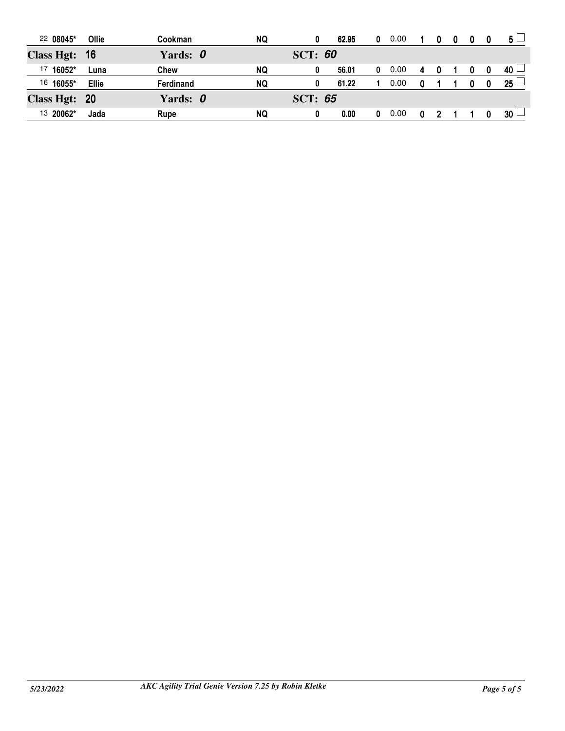| | | | | | | | | | | | | | |
|---|---|---|---|---|---|---|---|---|---|---|---|---|---|
| 22 08045* | Ollie | Cookman | NQ | 0 | 62.95 | 0 | 0.00 | 1 | 0 | 0 | 0 | 0 | 5 ☐ |
| **Class Hgt: 16** | | **Yards: *0*** | | **SCT: *60*** | | | | | | | | | |
| 17 16052* | Luna | Chew | NQ | 0 | 56.01 | 0 | 0.00 | 4 | 0 | 1 | 0 | 0 | 40 ☐ |
| 16 16055* | Ellie | Ferdinand | NQ | 0 | 61.22 | 1 | 0.00 | 0 | 1 | 1 | 0 | 0 | 25 ☐ |
| **Class Hgt: 20** | | **Yards: *0*** | | **SCT: *65*** | | | | | | | | | |
| 13 20062* | Jada | Rupe | NQ | 0 | 0.00 | 0 | 0.00 | 0 | 2 | 1 | 1 | 0 | 30 ☐ |

*5/23/2022* *AKC Agility Trial Genie Version 7.25 by Robin Kletke*